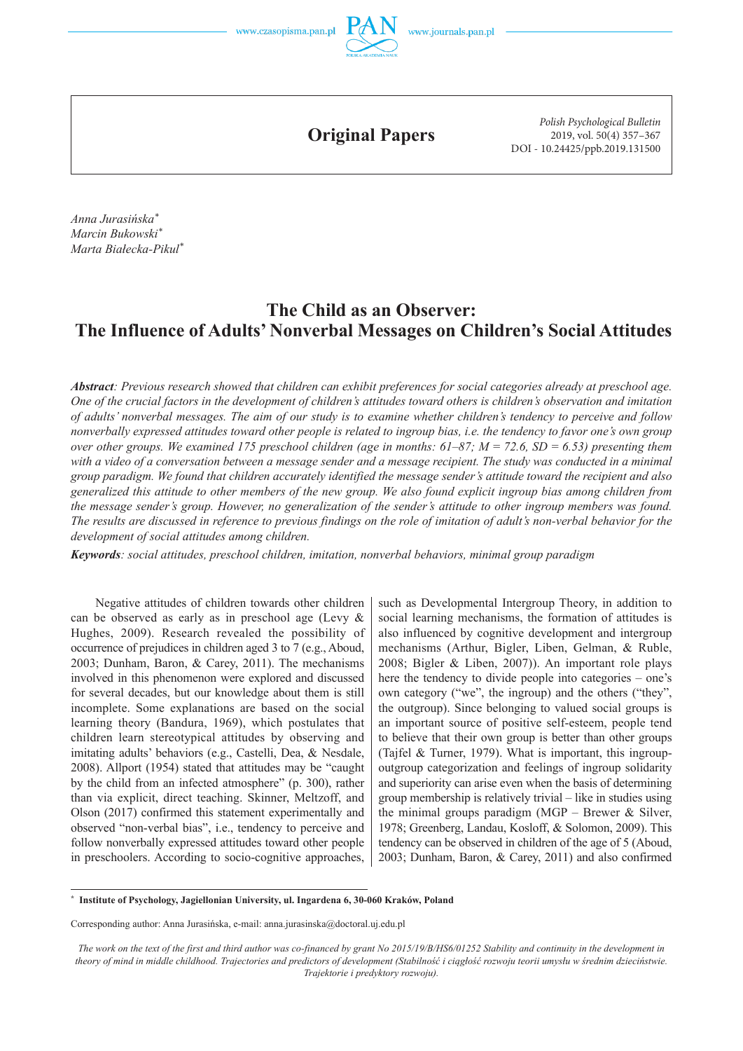**Original Papers**

*Polish Psychological Bulletin*
2019, vol. 50(4) 357–367
DOI - 10.24425/ppb.2019.131500

*Anna Jurasińska*[*]
*Marcin Bukowski*[*]
*Marta Białecka-Pikul*[*]

# The Child as an Observer: The Influence of Adults' Nonverbal Messages on Children's Social Attitudes

***Abstract**: Previous research showed that children can exhibit preferences for social categories already at preschool age. One of the crucial factors in the development of children's attitudes toward others is children's observation and imitation of adults' nonverbal messages. The aim of our study is to examine whether children's tendency to perceive and follow nonverbally expressed attitudes toward other people is related to ingroup bias, i.e. the tendency to favor one's own group over other groups. We examined 175 preschool children (age in months: 61–87; M = 72.6, SD = 6.53) presenting them with a video of a conversation between a message sender and a message recipient. The study was conducted in a minimal group paradigm. We found that children accurately identified the message sender's attitude toward the recipient and also generalized this attitude to other members of the new group. We also found explicit ingroup bias among children from the message sender's group. However, no generalization of the sender's attitude to other ingroup members was found. The results are discussed in reference to previous findings on the role of imitation of adult's non-verbal behavior for the development of social attitudes among children.*

***Keywords**: social attitudes, preschool children, imitation, nonverbal behaviors, minimal group paradigm*

Negative attitudes of children towards other children can be observed as early as in preschool age (Levy & Hughes, 2009). Research revealed the possibility of occurrence of prejudices in children aged 3 to 7 (e.g., Aboud, 2003; Dunham, Baron, & Carey, 2011). The mechanisms involved in this phenomenon were explored and discussed for several decades, but our knowledge about them is still incomplete. Some explanations are based on the social learning theory (Bandura, 1969), which postulates that children learn stereotypical attitudes by observing and imitating adults' behaviors (e.g., Castelli, Dea, & Nesdale, 2008). Allport (1954) stated that attitudes may be "caught by the child from an infected atmosphere" (p. 300), rather than via explicit, direct teaching. Skinner, Meltzoff, and Olson (2017) confirmed this statement experimentally and observed "non-verbal bias", i.e., tendency to perceive and follow nonverbally expressed attitudes toward other people in preschoolers. According to socio-cognitive approaches, such as Developmental Intergroup Theory, in addition to social learning mechanisms, the formation of attitudes is also influenced by cognitive development and intergroup mechanisms (Arthur, Bigler, Liben, Gelman, & Ruble, 2008; Bigler & Liben, 2007)). An important role plays here the tendency to divide people into categories – one's own category ("we", the ingroup) and the others ("they", the outgroup). Since belonging to valued social groups is an important source of positive self-esteem, people tend to believe that their own group is better than other groups (Tajfel & Turner, 1979). What is important, this ingroup-outgroup categorization and feelings of ingroup solidarity and superiority can arise even when the basis of determining group membership is relatively trivial – like in studies using the minimal groups paradigm (MGP – Brewer & Silver, 1978; Greenberg, Landau, Kosloff, & Solomon, 2009). This tendency can be observed in children of the age of 5 (Aboud, 2003; Dunham, Baron, & Carey, 2011) and also confirmed

[*] **Institute of Psychology, Jagiellonian University, ul. Ingardena 6, 30-060 Kraków, Poland**

Corresponding author: Anna Jurasińska, e-mail: anna.jurasinska@doctoral.uj.edu.pl

*The work on the text of the first and third author was co-financed by grant No 2015/19/B/HS6/01252 Stability and continuity in the development in theory of mind in middle childhood. Trajectories and predictors of development (Stabilność i ciągłość rozwoju teorii umysłu w średnim dzieciństwie. Trajektorie i predyktory rozwoju).*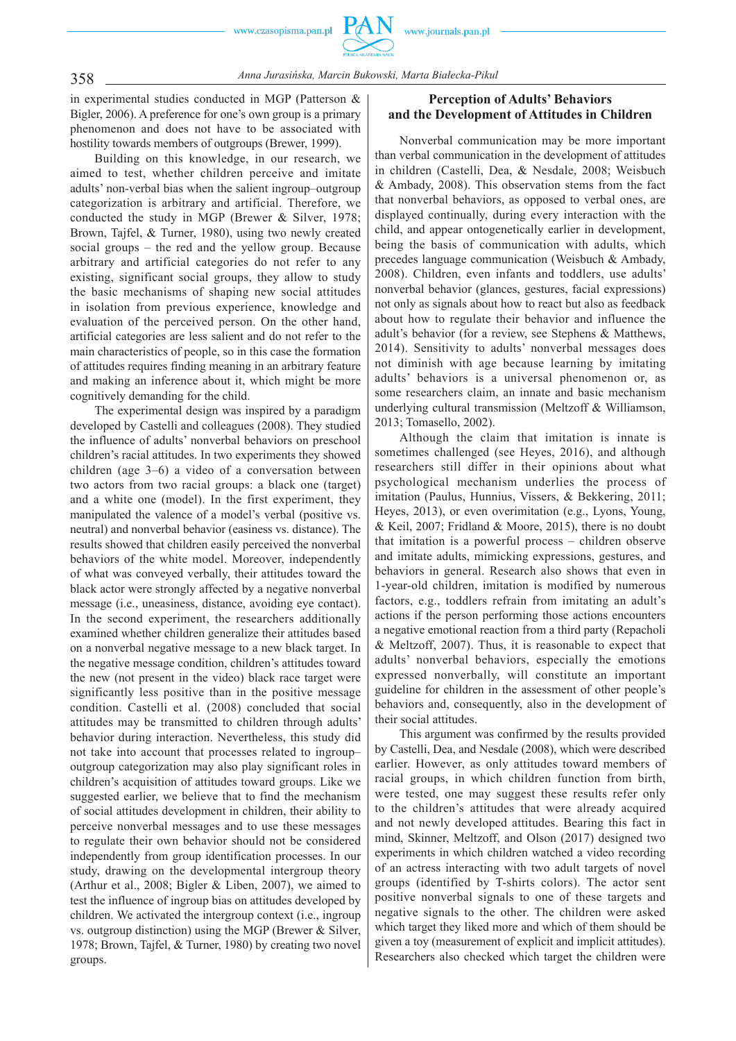in experimental studies conducted in MGP (Patterson & Bigler, 2006). A preference for one's own group is a primary phenomenon and does not have to be associated with hostility towards members of outgroups (Brewer, 1999).

Building on this knowledge, in our research, we aimed to test, whether children perceive and imitate adults' non-verbal bias when the salient ingroup–outgroup categorization is arbitrary and artificial. Therefore, we conducted the study in MGP (Brewer & Silver, 1978; Brown, Tajfel, & Turner, 1980), using two newly created social groups – the red and the yellow group. Because arbitrary and artificial categories do not refer to any existing, significant social groups, they allow to study the basic mechanisms of shaping new social attitudes in isolation from previous experience, knowledge and evaluation of the perceived person. On the other hand, artificial categories are less salient and do not refer to the main characteristics of people, so in this case the formation of attitudes requires finding meaning in an arbitrary feature and making an inference about it, which might be more cognitively demanding for the child.

The experimental design was inspired by a paradigm developed by Castelli and colleagues (2008). They studied the influence of adults' nonverbal behaviors on preschool children's racial attitudes. In two experiments they showed children (age 3–6) a video of a conversation between two actors from two racial groups: a black one (target) and a white one (model). In the first experiment, they manipulated the valence of a model's verbal (positive vs. neutral) and nonverbal behavior (easiness vs. distance). The results showed that children easily perceived the nonverbal behaviors of the white model. Moreover, independently of what was conveyed verbally, their attitudes toward the black actor were strongly affected by a negative nonverbal message (i.e., uneasiness, distance, avoiding eye contact). In the second experiment, the researchers additionally examined whether children generalize their attitudes based on a nonverbal negative message to a new black target. In the negative message condition, children's attitudes toward the new (not present in the video) black race target were significantly less positive than in the positive message condition. Castelli et al. (2008) concluded that social attitudes may be transmitted to children through adults' behavior during interaction. Nevertheless, this study did not take into account that processes related to ingroup–outgroup categorization may also play significant roles in children's acquisition of attitudes toward groups. Like we suggested earlier, we believe that to find the mechanism of social attitudes development in children, their ability to perceive nonverbal messages and to use these messages to regulate their own behavior should not be considered independently from group identification processes. In our study, drawing on the developmental intergroup theory (Arthur et al., 2008; Bigler & Liben, 2007), we aimed to test the influence of ingroup bias on attitudes developed by children. We activated the intergroup context (i.e., ingroup vs. outgroup distinction) using the MGP (Brewer & Silver, 1978; Brown, Tajfel, & Turner, 1980) by creating two novel groups.

## Perception of Adults' Behaviors and the Development of Attitudes in Children

Nonverbal communication may be more important than verbal communication in the development of attitudes in children (Castelli, Dea, & Nesdale, 2008; Weisbuch & Ambady, 2008). This observation stems from the fact that nonverbal behaviors, as opposed to verbal ones, are displayed continually, during every interaction with the child, and appear ontogenetically earlier in development, being the basis of communication with adults, which precedes language communication (Weisbuch & Ambady, 2008). Children, even infants and toddlers, use adults' nonverbal behavior (glances, gestures, facial expressions) not only as signals about how to react but also as feedback about how to regulate their behavior and influence the adult's behavior (for a review, see Stephens & Matthews, 2014). Sensitivity to adults' nonverbal messages does not diminish with age because learning by imitating adults' behaviors is a universal phenomenon or, as some researchers claim, an innate and basic mechanism underlying cultural transmission (Meltzoff & Williamson, 2013; Tomasello, 2002).

Although the claim that imitation is innate is sometimes challenged (see Heyes, 2016), and although researchers still differ in their opinions about what psychological mechanism underlies the process of imitation (Paulus, Hunnius, Vissers, & Bekkering, 2011; Heyes, 2013), or even overimitation (e.g., Lyons, Young, & Keil, 2007; Fridland & Moore, 2015), there is no doubt that imitation is a powerful process – children observe and imitate adults, mimicking expressions, gestures, and behaviors in general. Research also shows that even in 1-year-old children, imitation is modified by numerous factors, e.g., toddlers refrain from imitating an adult's actions if the person performing those actions encounters a negative emotional reaction from a third party (Repacholi & Meltzoff, 2007). Thus, it is reasonable to expect that adults' nonverbal behaviors, especially the emotions expressed nonverbally, will constitute an important guideline for children in the assessment of other people's behaviors and, consequently, also in the development of their social attitudes.

This argument was confirmed by the results provided by Castelli, Dea, and Nesdale (2008), which were described earlier. However, as only attitudes toward members of racial groups, in which children function from birth, were tested, one may suggest these results refer only to the children's attitudes that were already acquired and not newly developed attitudes. Bearing this fact in mind, Skinner, Meltzoff, and Olson (2017) designed two experiments in which children watched a video recording of an actress interacting with two adult targets of novel groups (identified by T-shirts colors). The actor sent positive nonverbal signals to one of these targets and negative signals to the other. The children were asked which target they liked more and which of them should be given a toy (measurement of explicit and implicit attitudes). Researchers also checked which target the children were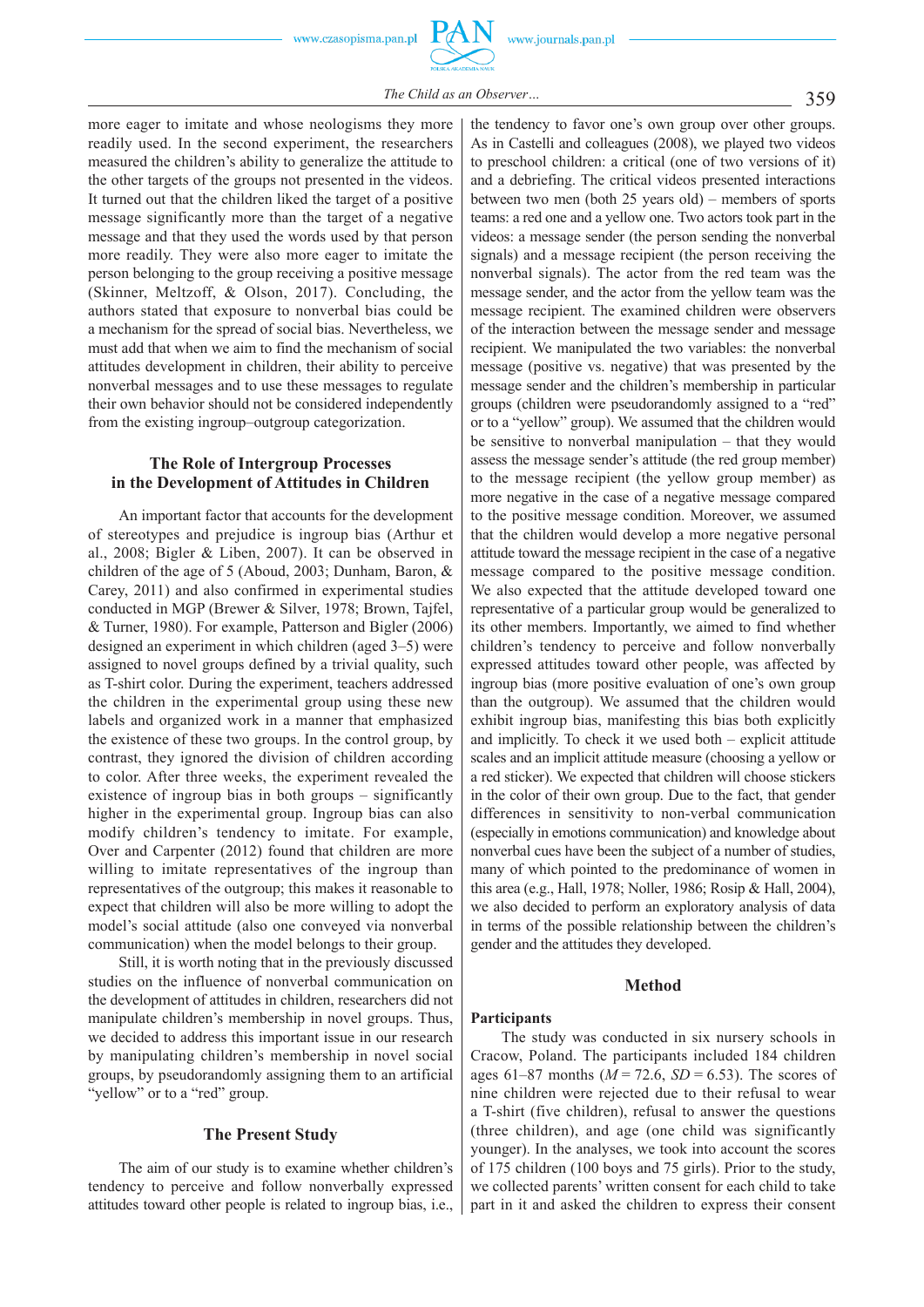more eager to imitate and whose neologisms they more readily used. In the second experiment, the researchers measured the children's ability to generalize the attitude to the other targets of the groups not presented in the videos. It turned out that the children liked the target of a positive message significantly more than the target of a negative message and that they used the words used by that person more readily. They were also more eager to imitate the person belonging to the group receiving a positive message (Skinner, Meltzoff, & Olson, 2017). Concluding, the authors stated that exposure to nonverbal bias could be a mechanism for the spread of social bias. Nevertheless, we must add that when we aim to find the mechanism of social attitudes development in children, their ability to perceive nonverbal messages and to use these messages to regulate their own behavior should not be considered independently from the existing ingroup–outgroup categorization.

## The Role of Intergroup Processes in the Development of Attitudes in Children

An important factor that accounts for the development of stereotypes and prejudice is ingroup bias (Arthur et al., 2008; Bigler & Liben, 2007). It can be observed in children of the age of 5 (Aboud, 2003; Dunham, Baron, & Carey, 2011) and also confirmed in experimental studies conducted in MGP (Brewer & Silver, 1978; Brown, Tajfel, & Turner, 1980). For example, Patterson and Bigler (2006) designed an experiment in which children (aged 3–5) were assigned to novel groups defined by a trivial quality, such as T-shirt color. During the experiment, teachers addressed the children in the experimental group using these new labels and organized work in a manner that emphasized the existence of these two groups. In the control group, by contrast, they ignored the division of children according to color. After three weeks, the experiment revealed the existence of ingroup bias in both groups – significantly higher in the experimental group. Ingroup bias can also modify children's tendency to imitate. For example, Over and Carpenter (2012) found that children are more willing to imitate representatives of the ingroup than representatives of the outgroup; this makes it reasonable to expect that children will also be more willing to adopt the model's social attitude (also one conveyed via nonverbal communication) when the model belongs to their group.

Still, it is worth noting that in the previously discussed studies on the influence of nonverbal communication on the development of attitudes in children, researchers did not manipulate children's membership in novel groups. Thus, we decided to address this important issue in our research by manipulating children's membership in novel social groups, by pseudorandomly assigning them to an artificial "yellow" or to a "red" group.

## The Present Study

The aim of our study is to examine whether children's tendency to perceive and follow nonverbally expressed attitudes toward other people is related to ingroup bias, i.e., the tendency to favor one's own group over other groups. As in Castelli and colleagues (2008), we played two videos to preschool children: a critical (one of two versions of it) and a debriefing. The critical videos presented interactions between two men (both 25 years old) – members of sports teams: a red one and a yellow one. Two actors took part in the videos: a message sender (the person sending the nonverbal signals) and a message recipient (the person receiving the nonverbal signals). The actor from the red team was the message sender, and the actor from the yellow team was the message recipient. The examined children were observers of the interaction between the message sender and message recipient. We manipulated the two variables: the nonverbal message (positive vs. negative) that was presented by the message sender and the children's membership in particular groups (children were pseudorandomly assigned to a "red" or to a "yellow" group). We assumed that the children would be sensitive to nonverbal manipulation – that they would assess the message sender's attitude (the red group member) to the message recipient (the yellow group member) as more negative in the case of a negative message compared to the positive message condition. Moreover, we assumed that the children would develop a more negative personal attitude toward the message recipient in the case of a negative message compared to the positive message condition. We also expected that the attitude developed toward one representative of a particular group would be generalized to its other members. Importantly, we aimed to find whether children's tendency to perceive and follow nonverbally expressed attitudes toward other people, was affected by ingroup bias (more positive evaluation of one's own group than the outgroup). We assumed that the children would exhibit ingroup bias, manifesting this bias both explicitly and implicitly. To check it we used both – explicit attitude scales and an implicit attitude measure (choosing a yellow or a red sticker). We expected that children will choose stickers in the color of their own group. Due to the fact, that gender differences in sensitivity to non-verbal communication (especially in emotions communication) and knowledge about nonverbal cues have been the subject of a number of studies, many of which pointed to the predominance of women in this area (e.g., Hall, 1978; Noller, 1986; Rosip & Hall, 2004), we also decided to perform an exploratory analysis of data in terms of the possible relationship between the children's gender and the attitudes they developed.

## Method

### Participants

The study was conducted in six nursery schools in Cracow, Poland. The participants included 184 children ages 61–87 months ($M = 72.6$, $SD = 6.53$). The scores of nine children were rejected due to their refusal to wear a T-shirt (five children), refusal to answer the questions (three children), and age (one child was significantly younger). In the analyses, we took into account the scores of 175 children (100 boys and 75 girls). Prior to the study, we collected parents' written consent for each child to take part in it and asked the children to express their consent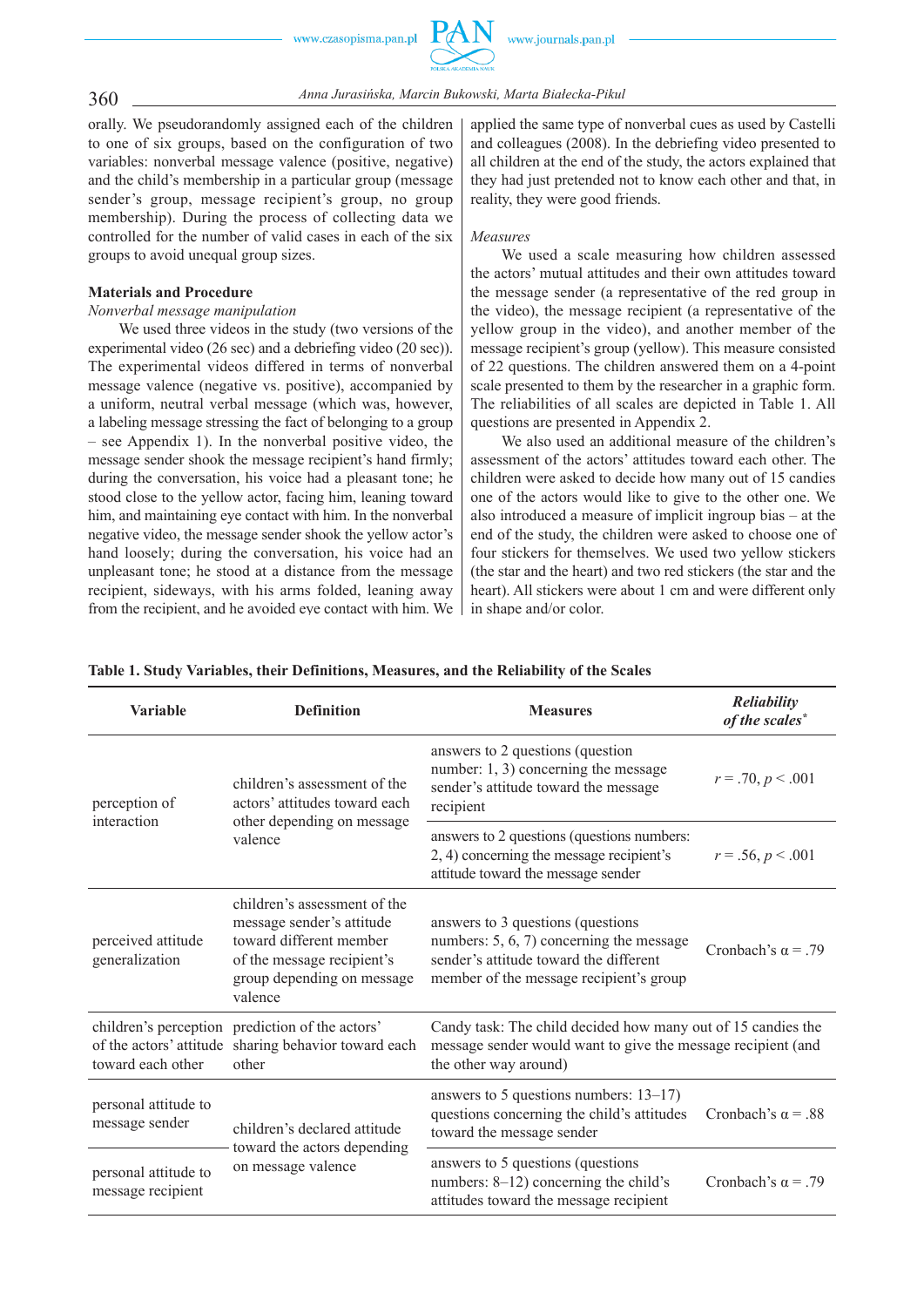orally. We pseudorandomly assigned each of the children to one of six groups, based on the configuration of two variables: nonverbal message valence (positive, negative) and the child's membership in a particular group (message sender's group, message recipient's group, no group membership). During the process of collecting data we controlled for the number of valid cases in each of the six groups to avoid unequal group sizes.

**Materials and Procedure**

*Nonverbal message manipulation*

We used three videos in the study (two versions of the experimental video (26 sec) and a debriefing video (20 sec)). The experimental videos differed in terms of nonverbal message valence (negative vs. positive), accompanied by a uniform, neutral verbal message (which was, however, a labeling message stressing the fact of belonging to a group – see Appendix 1). In the nonverbal positive video, the message sender shook the message recipient's hand firmly; during the conversation, his voice had a pleasant tone; he stood close to the yellow actor, facing him, leaning toward him, and maintaining eye contact with him. In the nonverbal negative video, the message sender shook the yellow actor's hand loosely; during the conversation, his voice had an unpleasant tone; he stood at a distance from the message recipient, sideways, with his arms folded, leaning away from the recipient, and he avoided eye contact with him. We applied the same type of nonverbal cues as used by Castelli and colleagues (2008). In the debriefing video presented to all children at the end of the study, the actors explained that they had just pretended not to know each other and that, in reality, they were good friends.

*Measures*

We used a scale measuring how children assessed the actors' mutual attitudes and their own attitudes toward the message sender (a representative of the red group in the video), the message recipient (a representative of the yellow group in the video), and another member of the message recipient's group (yellow). This measure consisted of 22 questions. The children answered them on a 4-point scale presented to them by the researcher in a graphic form. The reliabilities of all scales are depicted in Table 1. All questions are presented in Appendix 2.

We also used an additional measure of the children's assessment of the actors' attitudes toward each other. The children were asked to decide how many out of 15 candies one of the actors would like to give to the other one. We also introduced a measure of implicit ingroup bias – at the end of the study, the children were asked to choose one of four stickers for themselves. We used two yellow stickers (the star and the heart) and two red stickers (the star and the heart). All stickers were about 1 cm and were different only in shape and/or color.

**Table 1. Study Variables, their Definitions, Measures, and the Reliability of the Scales**

| Variable | Definition | Measures | *Reliability of the scales*\* |
|---|---|---|---|
| perception of interaction | children's assessment of the actors' attitudes toward each other depending on message valence | answers to 2 questions (question number: 1, 3) concerning the message sender's attitude toward the message recipient | $r = .70, p < .001$ |
| | | answers to 2 questions (questions numbers: 2, 4) concerning the message recipient's attitude toward the message sender | $r = .56, p < .001$ |
| perceived attitude generalization | children's assessment of the message sender's attitude toward different member of the message recipient's group depending on message valence | answers to 3 questions (questions numbers: 5, 6, 7) concerning the message sender's attitude toward the different member of the message recipient's group | Cronbach's α = .79 |
| children's perception of the actors' attitude toward each other | prediction of the actors' sharing behavior toward each other | Candy task: The child decided how many out of 15 candies the message sender would want to give the message recipient (and the other way around) | |
| personal attitude to message sender | children's declared attitude toward the actors depending on message valence | answers to 5 questions numbers: 13–17) questions concerning the child's attitudes toward the message sender | Cronbach's α = .88 |
| personal attitude to message recipient | | answers to 5 questions (questions numbers: 8–12) concerning the child's attitudes toward the message recipient | Cronbach's α = .79 |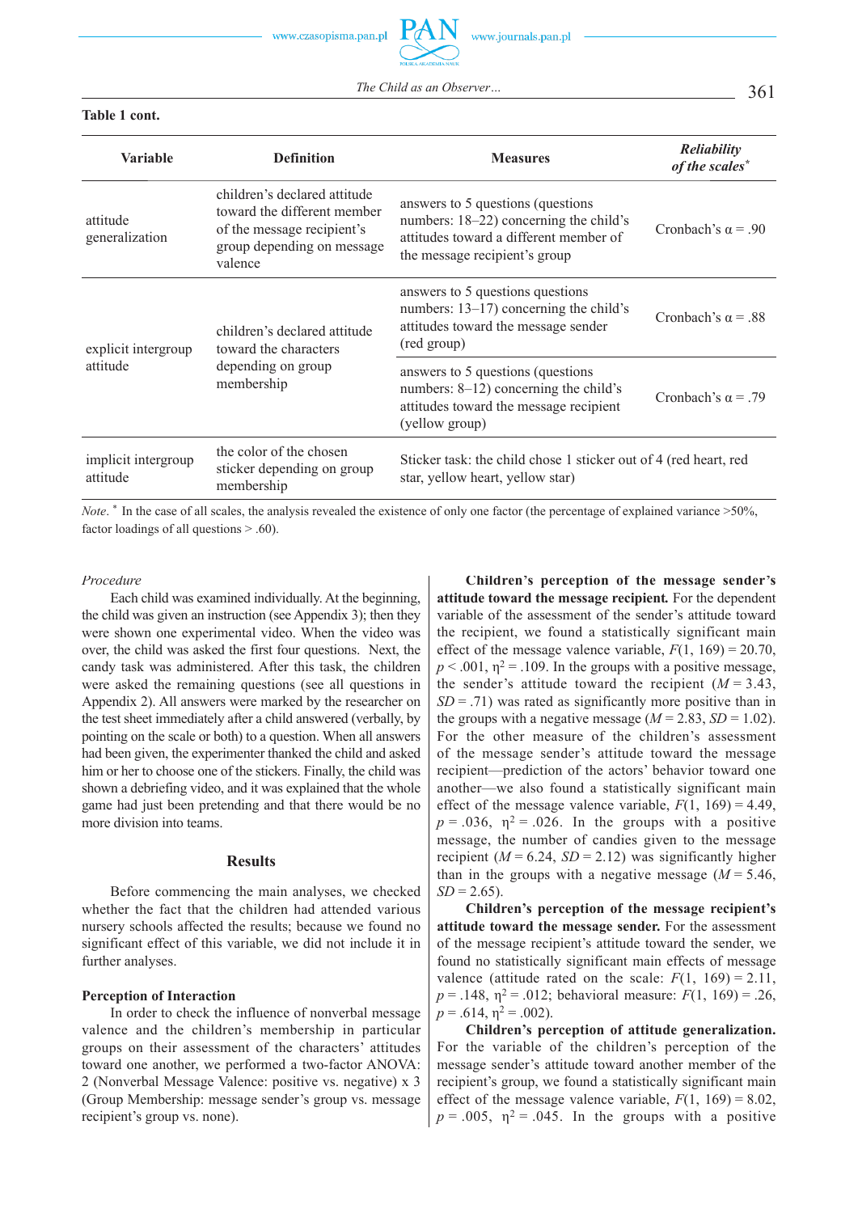**Table 1 cont.**

| Variable | Definition | Measures | *Reliability of the scales** |
|---|---|---|---|
| attitude generalization | children's declared attitude toward the different member of the message recipient's group depending on message valence | answers to 5 questions (questions numbers: 18–22) concerning the child's attitudes toward a different member of the message recipient's group | Cronbach's α = .90 |
| explicit intergroup attitude | children's declared attitude toward the characters depending on group membership | answers to 5 questions questions numbers: 13–17) concerning the child's attitudes toward the message sender (red group) | Cronbach's α = .88 |
| | | answers to 5 questions (questions numbers: 8–12) concerning the child's attitudes toward the message recipient (yellow group) | Cronbach's α = .79 |
| implicit intergroup attitude | the color of the chosen sticker depending on group membership | Sticker task: the child chose 1 sticker out of 4 (red heart, red star, yellow heart, yellow star) | |

*Note.* * In the case of all scales, the analysis revealed the existence of only one factor (the percentage of explained variance >50%, factor loadings of all questions > .60).

*Procedure*

Each child was examined individually. At the beginning, the child was given an instruction (see Appendix 3); then they were shown one experimental video. When the video was over, the child was asked the first four questions. Next, the candy task was administered. After this task, the children were asked the remaining questions (see all questions in Appendix 2). All answers were marked by the researcher on the test sheet immediately after a child answered (verbally, by pointing on the scale or both) to a question. When all answers had been given, the experimenter thanked the child and asked him or her to choose one of the stickers. Finally, the child was shown a debriefing video, and it was explained that the whole game had just been pretending and that there would be no more division into teams.

## Results

Before commencing the main analyses, we checked whether the fact that the children had attended various nursery schools affected the results; because we found no significant effect of this variable, we did not include it in further analyses.

### Perception of Interaction

In order to check the influence of nonverbal message valence and the children's membership in particular groups on their assessment of the characters' attitudes toward one another, we performed a two-factor ANOVA: 2 (Nonverbal Message Valence: positive vs. negative) x 3 (Group Membership: message sender's group vs. message recipient's group vs. none).

**Children's perception of the message sender's attitude toward the message recipient.** For the dependent variable of the assessment of the sender's attitude toward the recipient, we found a statistically significant main effect of the message valence variable, $F(1, 169) = 20.70$, $p < .001$, $\eta^2 = .109$. In the groups with a positive message, the sender's attitude toward the recipient ($M = 3.43$, $SD = .71$) was rated as significantly more positive than in the groups with a negative message ($M = 2.83$, $SD = 1.02$). For the other measure of the children's assessment of the message sender's attitude toward the message recipient—prediction of the actors' behavior toward one another—we also found a statistically significant main effect of the message valence variable, $F(1, 169) = 4.49$, $p = .036$, $\eta^2 = .026$. In the groups with a positive message, the number of candies given to the message recipient ($M = 6.24$, $SD = 2.12$) was significantly higher than in the groups with a negative message ($M = 5.46$, $SD = 2.65$).

**Children's perception of the message recipient's attitude toward the message sender.** For the assessment of the message recipient's attitude toward the sender, we found no statistically significant main effects of message valence (attitude rated on the scale: $F(1, 169) = 2.11$, $p = .148$, $\eta^2 = .012$; behavioral measure: $F(1, 169) = .26$, $p = .614$, $\eta^2 = .002$).

**Children's perception of attitude generalization.** For the variable of the children's perception of the message sender's attitude toward another member of the recipient's group, we found a statistically significant main effect of the message valence variable, $F(1, 169) = 8.02$, $p = .005$, $\eta^2 = .045$. In the groups with a positive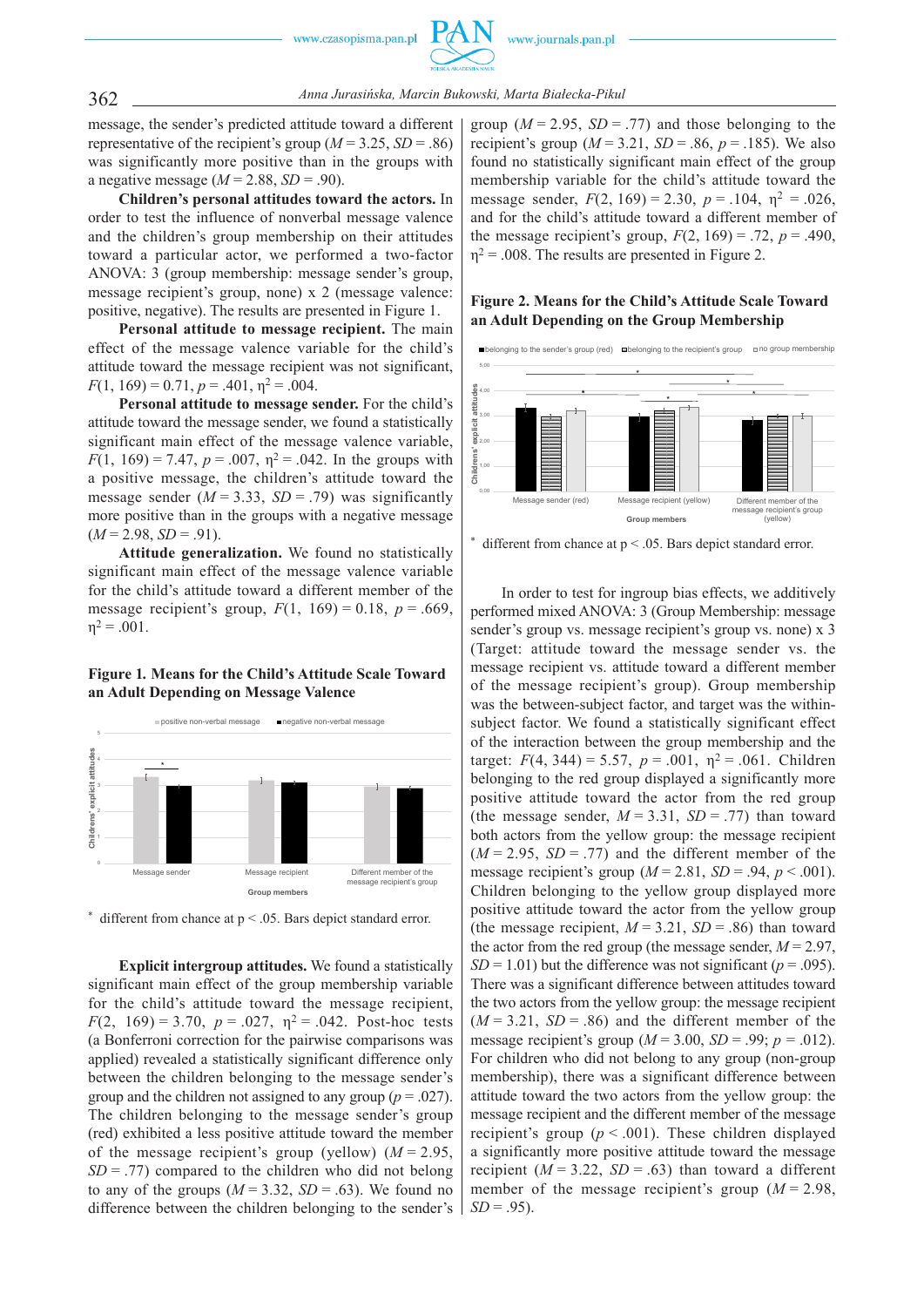message, the sender's predicted attitude toward a different representative of the recipient's group ($M = 3.25$, $SD = .86$) was significantly more positive than in the groups with a negative message ($M = 2.88$, $SD = .90$).

**Children's personal attitudes toward the actors.** In order to test the influence of nonverbal message valence and the children's group membership on their attitudes toward a particular actor, we performed a two-factor ANOVA: 3 (group membership: message sender's group, message recipient's group, none) x 2 (message valence: positive, negative). The results are presented in Figure 1.

**Personal attitude to message recipient.** The main effect of the message valence variable for the child's attitude toward the message recipient was not significant, $F(1, 169) = 0.71$, $p = .401$, $\eta^2 = .004$.

**Personal attitude to message sender.** For the child's attitude toward the message sender, we found a statistically significant main effect of the message valence variable, $F(1, 169) = 7.47$, $p = .007$, $\eta^2 = .042$. In the groups with a positive message, the children's attitude toward the message sender ($M = 3.33$, $SD = .79$) was significantly more positive than in the groups with a negative message ($M = 2.98$, $SD = .91$).

**Attitude generalization.** We found no statistically significant main effect of the message valence variable for the child's attitude toward a different member of the message recipient's group, $F(1, 169) = 0.18$, $p = .669$, $\eta^2 = .001$.

**Figure 1. Means for the Child's Attitude Scale Toward an Adult Depending on Message Valence**

* different from chance at p < .05. Bars depict standard error.

**Explicit intergroup attitudes.** We found a statistically significant main effect of the group membership variable for the child's attitude toward the message recipient, $F(2, 169) = 3.70$, $p = .027$, $\eta^2 = .042$. Post-hoc tests (a Bonferroni correction for the pairwise comparisons was applied) revealed a statistically significant difference only between the children belonging to the message sender's group and the children not assigned to any group ($p = .027$). The children belonging to the message sender's group (red) exhibited a less positive attitude toward the member of the message recipient's group (yellow) ($M = 2.95$, $SD = .77$) compared to the children who did not belong to any of the groups ($M = 3.32$, $SD = .63$). We found no difference between the children belonging to the sender's group ($M = 2.95$, $SD = .77$) and those belonging to the recipient's group ($M = 3.21$, $SD = .86$, $p = .185$). We also found no statistically significant main effect of the group membership variable for the child's attitude toward the message sender, $F(2, 169) = 2.30$, $p = .104$, $\eta^2 = .026$, and for the child's attitude toward a different member of the message recipient's group, $F(2, 169) = .72$, $p = .490$, $\eta^2 = .008$. The results are presented in Figure 2.

**Figure 2. Means for the Child's Attitude Scale Toward an Adult Depending on the Group Membership**

* different from chance at p < .05. Bars depict standard error.

In order to test for ingroup bias effects, we additively performed mixed ANOVA: 3 (Group Membership: message sender's group vs. message recipient's group vs. none) x 3 (Target: attitude toward the message sender vs. the message recipient vs. attitude toward a different member of the message recipient's group). Group membership was the between-subject factor, and target was the within-subject factor. We found a statistically significant effect of the interaction between the group membership and the target: $F(4, 344) = 5.57$, $p = .001$, $\eta^2 = .061$. Children belonging to the red group displayed a significantly more positive attitude toward the actor from the red group (the message sender, $M = 3.31$, $SD = .77$) than toward both actors from the yellow group: the message recipient ($M = 2.95$, $SD = .77$) and the different member of the message recipient's group ($M = 2.81$, $SD = .94$, $p < .001$). Children belonging to the yellow group displayed more positive attitude toward the actor from the yellow group (the message recipient, $M = 3.21$, $SD = .86$) than toward the actor from the red group (the message sender, $M = 2.97$, $SD = 1.01$) but the difference was not significant ($p = .095$). There was a significant difference between attitudes toward the two actors from the yellow group: the message recipient ($M = 3.21$, $SD = .86$) and the different member of the message recipient's group ($M = 3.00$, $SD = .99$; $p = .012$). For children who did not belong to any group (non-group membership), there was a significant difference between attitude toward the two actors from the yellow group: the message recipient and the different member of the message recipient's group ($p < .001$). These children displayed a significantly more positive attitude toward the message recipient ($M = 3.22$, $SD = .63$) than toward a different member of the message recipient's group ($M = 2.98$, $SD = .95$).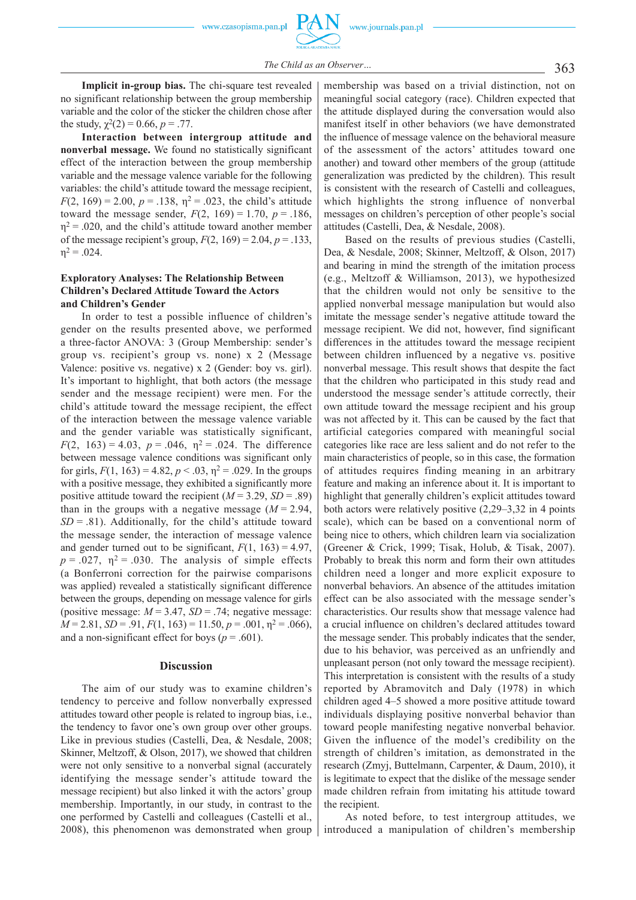**Implicit in-group bias.** The chi-square test revealed no significant relationship between the group membership variable and the color of the sticker the children chose after the study, $\chi^2(2) = 0.66$, $p = .77$.

**Interaction between intergroup attitude and nonverbal message.** We found no statistically significant effect of the interaction between the group membership variable and the message valence variable for the following variables: the child's attitude toward the message recipient, $F(2, 169) = 2.00$, $p = .138$, $\eta^2 = .023$, the child's attitude toward the message sender, $F(2, 169) = 1.70$, $p = .186$, $\eta^2 = .020$, and the child's attitude toward another member of the message recipient's group, $F(2, 169) = 2.04$, $p = .133$, $\eta^2 = .024$.

### Exploratory Analyses: The Relationship Between Children's Declared Attitude Toward the Actors and Children's Gender

In order to test a possible influence of children's gender on the results presented above, we performed a three-factor ANOVA: 3 (Group Membership: sender's group vs. recipient's group vs. none) x 2 (Message Valence: positive vs. negative) x 2 (Gender: boy vs. girl). It's important to highlight, that both actors (the message sender and the message recipient) were men. For the child's attitude toward the message recipient, the effect of the interaction between the message valence variable and the gender variable was statistically significant, $F(2, 163) = 4.03$, $p = .046$, $\eta^2 = .024$. The difference between message valence conditions was significant only for girls, $F(1, 163) = 4.82$, $p < .03$, $\eta^2 = .029$. In the groups with a positive message, they exhibited a significantly more positive attitude toward the recipient ($M = 3.29$, $SD = .89$) than in the groups with a negative message ($M = 2.94$, $SD = .81$). Additionally, for the child's attitude toward the message sender, the interaction of message valence and gender turned out to be significant, $F(1, 163) = 4.97$, $p = .027$, $\eta^2 = .030$. The analysis of simple effects (a Bonferroni correction for the pairwise comparisons was applied) revealed a statistically significant difference between the groups, depending on message valence for girls (positive message: $M = 3.47$, $SD = .74$; negative message: $M = 2.81$, $SD = .91$, $F(1, 163) = 11.50$, $p = .001$, $\eta^2 = .066$), and a non-significant effect for boys ($p = .601$).

## Discussion

The aim of our study was to examine children's tendency to perceive and follow nonverbally expressed attitudes toward other people is related to ingroup bias, i.e., the tendency to favor one's own group over other groups. Like in previous studies (Castelli, Dea, & Nesdale, 2008; Skinner, Meltzoff, & Olson, 2017), we showed that children were not only sensitive to a nonverbal signal (accurately identifying the message sender's attitude toward the message recipient) but also linked it with the actors' group membership. Importantly, in our study, in contrast to the one performed by Castelli and colleagues (Castelli et al., 2008), this phenomenon was demonstrated when group membership was based on a trivial distinction, not on meaningful social category (race). Children expected that the attitude displayed during the conversation would also manifest itself in other behaviors (we have demonstrated the influence of message valence on the behavioral measure of the assessment of the actors' attitudes toward one another) and toward other members of the group (attitude generalization was predicted by the children). This result is consistent with the research of Castelli and colleagues, which highlights the strong influence of nonverbal messages on children's perception of other people's social attitudes (Castelli, Dea, & Nesdale, 2008).

Based on the results of previous studies (Castelli, Dea, & Nesdale, 2008; Skinner, Meltzoff, & Olson, 2017) and bearing in mind the strength of the imitation process (e.g., Meltzoff & Williamson, 2013), we hypothesized that the children would not only be sensitive to the applied nonverbal message manipulation but would also imitate the message sender's negative attitude toward the message recipient. We did not, however, find significant differences in the attitudes toward the message recipient between children influenced by a negative vs. positive nonverbal message. This result shows that despite the fact that the children who participated in this study read and understood the message sender's attitude correctly, their own attitude toward the message recipient and his group was not affected by it. This can be caused by the fact that artificial categories compared with meaningful social categories like race are less salient and do not refer to the main characteristics of people, so in this case, the formation of attitudes requires finding meaning in an arbitrary feature and making an inference about it. It is important to highlight that generally children's explicit attitudes toward both actors were relatively positive (2,29–3,32 in 4 points scale), which can be based on a conventional norm of being nice to others, which children learn via socialization (Greener & Crick, 1999; Tisak, Holub, & Tisak, 2007). Probably to break this norm and form their own attitudes children need a longer and more explicit exposure to nonverbal behaviors. An absence of the attitudes imitation effect can be also associated with the message sender's characteristics. Our results show that message valence had a crucial influence on children's declared attitudes toward the message sender. This probably indicates that the sender, due to his behavior, was perceived as an unfriendly and unpleasant person (not only toward the message recipient). This interpretation is consistent with the results of a study reported by Abramovitch and Daly (1978) in which children aged 4–5 showed a more positive attitude toward individuals displaying positive nonverbal behavior than toward people manifesting negative nonverbal behavior. Given the influence of the model's credibility on the strength of children's imitation, as demonstrated in the research (Zmyj, Buttelmann, Carpenter, & Daum, 2010), it is legitimate to expect that the dislike of the message sender made children refrain from imitating his attitude toward the recipient.

As noted before, to test intergroup attitudes, we introduced a manipulation of children's membership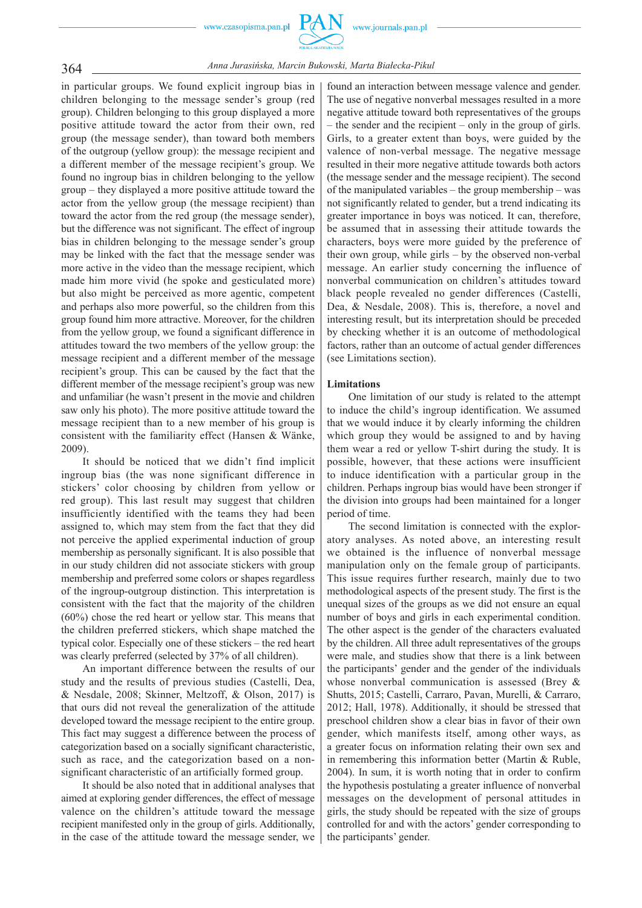in particular groups. We found explicit ingroup bias in children belonging to the message sender's group (red group). Children belonging to this group displayed a more positive attitude toward the actor from their own, red group (the message sender), than toward both members of the outgroup (yellow group): the message recipient and a different member of the message recipient's group. We found no ingroup bias in children belonging to the yellow group – they displayed a more positive attitude toward the actor from the yellow group (the message recipient) than toward the actor from the red group (the message sender), but the difference was not significant. The effect of ingroup bias in children belonging to the message sender's group may be linked with the fact that the message sender was more active in the video than the message recipient, which made him more vivid (he spoke and gesticulated more) but also might be perceived as more agentic, competent and perhaps also more powerful, so the children from this group found him more attractive. Moreover, for the children from the yellow group, we found a significant difference in attitudes toward the two members of the yellow group: the message recipient and a different member of the message recipient's group. This can be caused by the fact that the different member of the message recipient's group was new and unfamiliar (he wasn't present in the movie and children saw only his photo). The more positive attitude toward the message recipient than to a new member of his group is consistent with the familiarity effect (Hansen & Wänke, 2009).

It should be noticed that we didn't find implicit ingroup bias (the was none significant difference in stickers' color choosing by children from yellow or red group). This last result may suggest that children insufficiently identified with the teams they had been assigned to, which may stem from the fact that they did not perceive the applied experimental induction of group membership as personally significant. It is also possible that in our study children did not associate stickers with group membership and preferred some colors or shapes regardless of the ingroup-outgroup distinction. This interpretation is consistent with the fact that the majority of the children (60%) chose the red heart or yellow star. This means that the children preferred stickers, which shape matched the typical color. Especially one of these stickers – the red heart was clearly preferred (selected by 37% of all children).

An important difference between the results of our study and the results of previous studies (Castelli, Dea, & Nesdale, 2008; Skinner, Meltzoff, & Olson, 2017) is that ours did not reveal the generalization of the attitude developed toward the message recipient to the entire group. This fact may suggest a difference between the process of categorization based on a socially significant characteristic, such as race, and the categorization based on a non-significant characteristic of an artificially formed group.

It should be also noted that in additional analyses that aimed at exploring gender differences, the effect of message valence on the children's attitude toward the message recipient manifested only in the group of girls. Additionally, in the case of the attitude toward the message sender, we found an interaction between message valence and gender. The use of negative nonverbal messages resulted in a more negative attitude toward both representatives of the groups – the sender and the recipient – only in the group of girls. Girls, to a greater extent than boys, were guided by the valence of non-verbal message. The negative message resulted in their more negative attitude towards both actors (the message sender and the message recipient). The second of the manipulated variables – the group membership – was not significantly related to gender, but a trend indicating its greater importance in boys was noticed. It can, therefore, be assumed that in assessing their attitude towards the characters, boys were more guided by the preference of their own group, while girls – by the observed non-verbal message. An earlier study concerning the influence of nonverbal communication on children's attitudes toward black people revealed no gender differences (Castelli, Dea, & Nesdale, 2008). This is, therefore, a novel and interesting result, but its interpretation should be preceded by checking whether it is an outcome of methodological factors, rather than an outcome of actual gender differences (see Limitations section).

**Limitations**

One limitation of our study is related to the attempt to induce the child's ingroup identification. We assumed that we would induce it by clearly informing the children which group they would be assigned to and by having them wear a red or yellow T-shirt during the study. It is possible, however, that these actions were insufficient to induce identification with a particular group in the children. Perhaps ingroup bias would have been stronger if the division into groups had been maintained for a longer period of time.

The second limitation is connected with the exploratory analyses. As noted above, an interesting result we obtained is the influence of nonverbal message manipulation only on the female group of participants. This issue requires further research, mainly due to two methodological aspects of the present study. The first is the unequal sizes of the groups as we did not ensure an equal number of boys and girls in each experimental condition. The other aspect is the gender of the characters evaluated by the children. All three adult representatives of the groups were male, and studies show that there is a link between the participants' gender and the gender of the individuals whose nonverbal communication is assessed (Brey & Shutts, 2015; Castelli, Carraro, Pavan, Murelli, & Carraro, 2012; Hall, 1978). Additionally, it should be stressed that preschool children show a clear bias in favor of their own gender, which manifests itself, among other ways, as a greater focus on information relating their own sex and in remembering this information better (Martin & Ruble, 2004). In sum, it is worth noting that in order to confirm the hypothesis postulating a greater influence of nonverbal messages on the development of personal attitudes in girls, the study should be repeated with the size of groups controlled for and with the actors' gender corresponding to the participants' gender.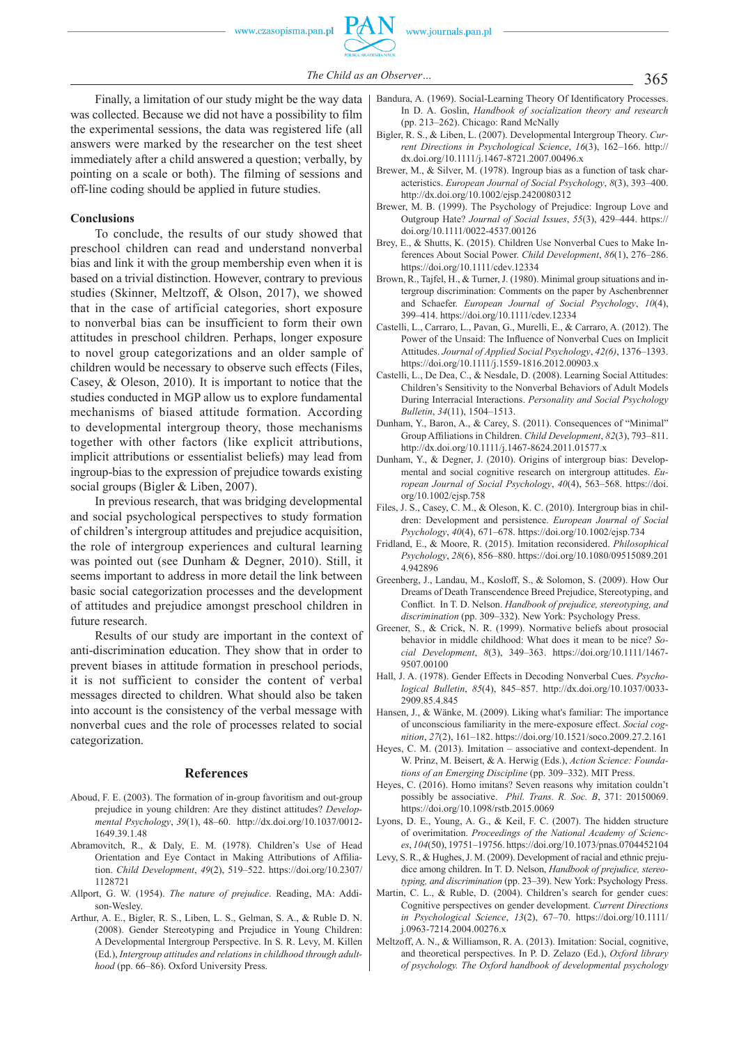Finally, a limitation of our study might be the way data was collected. Because we did not have a possibility to film the experimental sessions, the data was registered life (all answers were marked by the researcher on the test sheet immediately after a child answered a question; verbally, by pointing on a scale or both). The filming of sessions and off-line coding should be applied in future studies.

## Conclusions

To conclude, the results of our study showed that preschool children can read and understand nonverbal bias and link it with the group membership even when it is based on a trivial distinction. However, contrary to previous studies (Skinner, Meltzoff, & Olson, 2017), we showed that in the case of artificial categories, short exposure to nonverbal bias can be insufficient to form their own attitudes in preschool children. Perhaps, longer exposure to novel group categorizations and an older sample of children would be necessary to observe such effects (Files, Casey, & Oleson, 2010). It is important to notice that the studies conducted in MGP allow us to explore fundamental mechanisms of biased attitude formation. According to developmental intergroup theory, those mechanisms together with other factors (like explicit attributions, implicit attributions or essentialist beliefs) may lead from ingroup-bias to the expression of prejudice towards existing social groups (Bigler & Liben, 2007).

In previous research, that was bridging developmental and social psychological perspectives to study formation of children's intergroup attitudes and prejudice acquisition, the role of intergroup experiences and cultural learning was pointed out (see Dunham & Degner, 2010). Still, it seems important to address in more detail the link between basic social categorization processes and the development of attitudes and prejudice amongst preschool children in future research.

Results of our study are important in the context of anti-discrimination education. They show that in order to prevent biases in attitude formation in preschool periods, it is not sufficient to consider the content of verbal messages directed to children. What should also be taken into account is the consistency of the verbal message with nonverbal cues and the role of processes related to social categorization.

## References

Aboud, F. E. (2003). The formation of in-group favoritism and out-group prejudice in young children: Are they distinct attitudes? *Developmental Psychology*, *39*(1), 48–60. http://dx.doi.org/10.1037/0012-1649.39.1.48

Abramovitch, R., & Daly, E. M. (1978). Children's Use of Head Orientation and Eye Contact in Making Attributions of Affiliation. *Child Development*, *49*(2), 519–522. https://doi.org/10.2307/1128721

Allport, G. W. (1954). *The nature of prejudice*. Reading, MA: Addison-Wesley.

Arthur, A. E., Bigler, R. S., Liben, L. S., Gelman, S. A., & Ruble D. N. (2008). Gender Stereotyping and Prejudice in Young Children: A Developmental Intergroup Perspective. In S. R. Levy, M. Killen (Ed.), *Intergroup attitudes and relations in childhood through adulthood* (pp. 66–86). Oxford University Press.

Bandura, A. (1969). Social-Learning Theory Of Identificatory Processes. In D. A. Goslin, *Handbook of socialization theory and research* (pp. 213–262). Chicago: Rand McNally

Bigler, R. S., & Liben, L. (2007). Developmental Intergroup Theory. *Current Directions in Psychological Science*, *16*(3), 162–166. http://dx.doi.org/10.1111/j.1467-8721.2007.00496.x

Brewer, M., & Silver, M. (1978). Ingroup bias as a function of task characteristics. *European Journal of Social Psychology*, *8*(3), 393–400. http://dx.doi.org/10.1002/ejsp.2420080312

Brewer, M. B. (1999). The Psychology of Prejudice: Ingroup Love and Outgroup Hate? *Journal of Social Issues*, *55*(3), 429–444. https://doi.org/10.1111/0022-4537.00126

Brey, E., & Shutts, K. (2015). Children Use Nonverbal Cues to Make Inferences About Social Power. *Child Development*, *86*(1), 276–286. https://doi.org/10.1111/cdev.12334

Brown, R., Tajfel, H., & Turner, J. (1980). Minimal group situations and intergroup discrimination: Comments on the paper by Aschenbrenner and Schaefer. *European Journal of Social Psychology*, *10*(4), 399–414. https://doi.org/10.1111/cdev.12334

Castelli, L., Carraro, L., Pavan, G., Murelli, E., & Carraro, A. (2012). The Power of the Unsaid: The Influence of Nonverbal Cues on Implicit Attitudes. *Journal of Applied Social Psychology*, *42(6)*, 1376–1393. https://doi.org/10.1111/j.1559-1816.2012.00903.x

Castelli, L., De Dea, C., & Nesdale, D. (2008). Learning Social Attitudes: Children's Sensitivity to the Nonverbal Behaviors of Adult Models During Interracial Interactions. *Personality and Social Psychology Bulletin*, *34*(11), 1504–1513.

Dunham, Y., Baron, A., & Carey, S. (2011). Consequences of "Minimal" Group Affiliations in Children. *Child Development*, *82*(3), 793–811. http://dx.doi.org/10.1111/j.1467-8624.2011.01577.x

Dunham, Y., & Degner, J. (2010). Origins of intergroup bias: Developmental and social cognitive research on intergroup attitudes. *European Journal of Social Psychology*, *40*(4), 563–568. https://doi.org/10.1002/ejsp.758

Files, J. S., Casey, C. M., & Oleson, K. C. (2010). Intergroup bias in children: Development and persistence. *European Journal of Social Psychology*, *40*(4), 671–678. https://doi.org/10.1002/ejsp.734

Fridland, E., & Moore, R. (2015). Imitation reconsidered. *Philosophical Psychology*, *28*(6), 856–880. https://doi.org/10.1080/09515089.2014.942896

Greenberg, J., Landau, M., Kosloff, S., & Solomon, S. (2009). How Our Dreams of Death Transcendence Breed Prejudice, Stereotyping, and Conflict. In T. D. Nelson. *Handbook of prejudice, stereotyping, and discrimination* (pp. 309–332). New York: Psychology Press.

Greener, S., & Crick, N. R. (1999). Normative beliefs about prosocial behavior in middle childhood: What does it mean to be nice? *Social Development*, *8*(3), 349–363. https://doi.org/10.1111/1467-9507.00100

Hall, J. A. (1978). Gender Effects in Decoding Nonverbal Cues. *Psychological Bulletin*, *85*(4), 845–857. http://dx.doi.org/10.1037/0033-2909.85.4.845

Hansen, J., & Wänke, M. (2009). Liking what's familiar: The importance of unconscious familiarity in the mere-exposure effect. *Social cognition*, *27*(2), 161–182. https://doi.org/10.1521/soco.2009.27.2.161

Heyes, C. M. (2013). Imitation – associative and context-dependent. In W. Prinz, M. Beisert, & A. Herwig (Eds.), *Action Science: Foundations of an Emerging Discipline* (pp. 309–332). MIT Press.

Heyes, C. (2016). Homo imitans? Seven reasons why imitation couldn't possibly be associative. *Phil. Trans. R. Soc. B*, 371: 20150069. https://doi.org/10.1098/rstb.2015.0069

Lyons, D. E., Young, A. G., & Keil, F. C. (2007). The hidden structure of overimitation. *Proceedings of the National Academy of Sciences*, *104*(50), 19751–19756. https://doi.org/10.1073/pnas.0704452104

Levy, S. R., & Hughes, J. M. (2009). Development of racial and ethnic prejudice among children. In T. D. Nelson, *Handbook of prejudice, stereotyping, and discrimination* (pp. 23–39). New York: Psychology Press.

Martin, C. L., & Ruble, D. (2004). Children's search for gender cues: Cognitive perspectives on gender development. *Current Directions in Psychological Science*, *13*(2), 67–70. https://doi.org/10.1111/j.0963-7214.2004.00276.x

Meltzoff, A. N., & Williamson, R. A. (2013). Imitation: Social, cognitive, and theoretical perspectives. In P. D. Zelazo (Ed.), *Oxford library of psychology. The Oxford handbook of developmental psychology*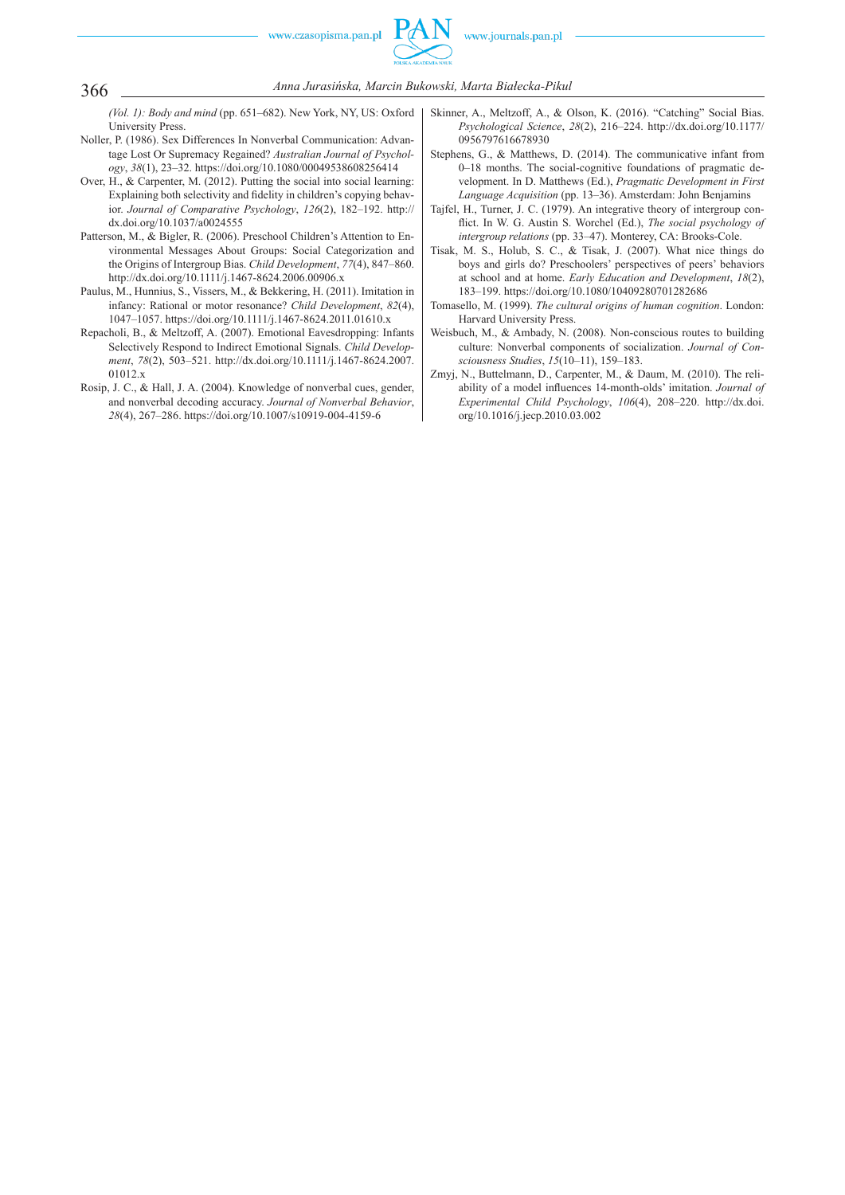*(Vol. 1): Body and mind* (pp. 651–682). New York, NY, US: Oxford University Press.

Noller, P. (1986). Sex Differences In Nonverbal Communication: Advantage Lost Or Supremacy Regained? *Australian Journal of Psychology*, *38*(1), 23–32. https://doi.org/10.1080/00049538608256414

Over, H., & Carpenter, M. (2012). Putting the social into social learning: Explaining both selectivity and fidelity in children's copying behavior. *Journal of Comparative Psychology*, *126*(2), 182–192. http://dx.doi.org/10.1037/a0024555

Patterson, M., & Bigler, R. (2006). Preschool Children's Attention to Environmental Messages About Groups: Social Categorization and the Origins of Intergroup Bias. *Child Development*, *77*(4), 847–860. http://dx.doi.org/10.1111/j.1467-8624.2006.00906.x

Paulus, M., Hunnius, S., Vissers, M., & Bekkering, H. (2011). Imitation in infancy: Rational or motor resonance? *Child Development*, *82*(4), 1047–1057. https://doi.org/10.1111/j.1467-8624.2011.01610.x

Repacholi, B., & Meltzoff, A. (2007). Emotional Eavesdropping: Infants Selectively Respond to Indirect Emotional Signals. *Child Development*, *78*(2), 503–521. http://dx.doi.org/10.1111/j.1467-8624.2007.01012.x

Rosip, J. C., & Hall, J. A. (2004). Knowledge of nonverbal cues, gender, and nonverbal decoding accuracy. *Journal of Nonverbal Behavior*, *28*(4), 267–286. https://doi.org/10.1007/s10919-004-4159-6

Skinner, A., Meltzoff, A., & Olson, K. (2016). "Catching" Social Bias. *Psychological Science*, *28*(2), 216–224. http://dx.doi.org/10.1177/0956797616678930

Stephens, G., & Matthews, D. (2014). The communicative infant from 0–18 months. The social-cognitive foundations of pragmatic development. In D. Matthews (Ed.), *Pragmatic Development in First Language Acquisition* (pp. 13–36). Amsterdam: John Benjamins

Tajfel, H., Turner, J. C. (1979). An integrative theory of intergroup conflict. In W. G. Austin S. Worchel (Ed.), *The social psychology of intergroup relations* (pp. 33–47). Monterey, CA: Brooks-Cole.

Tisak, M. S., Holub, S. C., & Tisak, J. (2007). What nice things do boys and girls do? Preschoolers' perspectives of peers' behaviors at school and at home. *Early Education and Development*, *18*(2), 183–199. https://doi.org/10.1080/10409280701282686

Tomasello, M. (1999). *The cultural origins of human cognition*. London: Harvard University Press.

Weisbuch, M., & Ambady, N. (2008). Non-conscious routes to building culture: Nonverbal components of socialization. *Journal of Consciousness Studies*, *15*(10–11), 159–183.

Zmyj, N., Buttelmann, D., Carpenter, M., & Daum, M. (2010). The reliability of a model influences 14-month-olds' imitation. *Journal of Experimental Child Psychology*, *106*(4), 208–220. http://dx.doi.org/10.1016/j.jecp.2010.03.002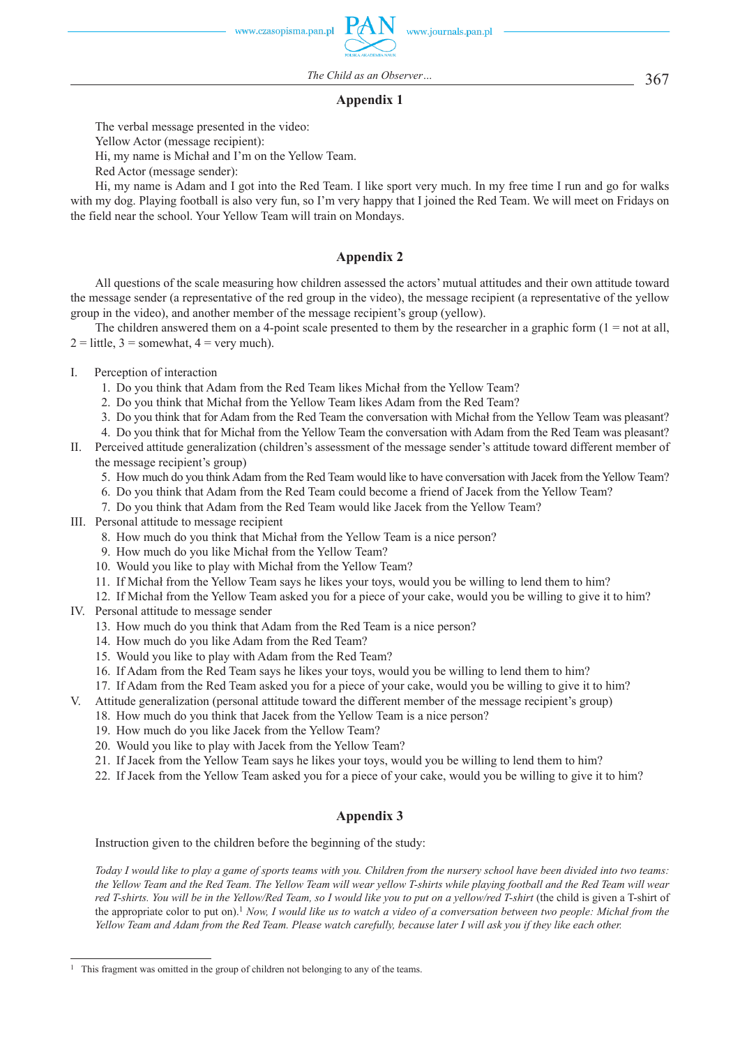## Appendix 1

The verbal message presented in the video:

Yellow Actor (message recipient):

Hi, my name is Michał and I'm on the Yellow Team.

Red Actor (message sender):

Hi, my name is Adam and I got into the Red Team. I like sport very much. In my free time I run and go for walks with my dog. Playing football is also very fun, so I'm very happy that I joined the Red Team. We will meet on Fridays on the field near the school. Your Yellow Team will train on Mondays.

## Appendix 2

All questions of the scale measuring how children assessed the actors' mutual attitudes and their own attitude toward the message sender (a representative of the red group in the video), the message recipient (a representative of the yellow group in the video), and another member of the message recipient's group (yellow).

The children answered them on a 4-point scale presented to them by the researcher in a graphic form (1 = not at all, 2 = little, 3 = somewhat, 4 = very much).

I. Perception of interaction
   1. Do you think that Adam from the Red Team likes Michał from the Yellow Team?
   2. Do you think that Michał from the Yellow Team likes Adam from the Red Team?
   3. Do you think that for Adam from the Red Team the conversation with Michał from the Yellow Team was pleasant?
   4. Do you think that for Michał from the Yellow Team the conversation with Adam from the Red Team was pleasant?

II. Perceived attitude generalization (children's assessment of the message sender's attitude toward different member of the message recipient's group)
   5. How much do you think Adam from the Red Team would like to have conversation with Jacek from the Yellow Team?
   6. Do you think that Adam from the Red Team could become a friend of Jacek from the Yellow Team?
   7. Do you think that Adam from the Red Team would like Jacek from the Yellow Team?

III. Personal attitude to message recipient
   8. How much do you think that Michał from the Yellow Team is a nice person?
   9. How much do you like Michał from the Yellow Team?
   10. Would you like to play with Michał from the Yellow Team?
   11. If Michał from the Yellow Team says he likes your toys, would you be willing to lend them to him?
   12. If Michał from the Yellow Team asked you for a piece of your cake, would you be willing to give it to him?

IV. Personal attitude to message sender
   13. How much do you think that Adam from the Red Team is a nice person?
   14. How much do you like Adam from the Red Team?
   15. Would you like to play with Adam from the Red Team?
   16. If Adam from the Red Team says he likes your toys, would you be willing to lend them to him?
   17. If Adam from the Red Team asked you for a piece of your cake, would you be willing to give it to him?

V. Attitude generalization (personal attitude toward the different member of the message recipient's group)
   18. How much do you think that Jacek from the Yellow Team is a nice person?
   19. How much do you like Jacek from the Yellow Team?
   20. Would you like to play with Jacek from the Yellow Team?
   21. If Jacek from the Yellow Team says he likes your toys, would you be willing to lend them to him?
   22. If Jacek from the Yellow Team asked you for a piece of your cake, would you be willing to give it to him?

## Appendix 3

Instruction given to the children before the beginning of the study:

*Today I would like to play a game of sports teams with you. Children from the nursery school have been divided into two teams: the Yellow Team and the Red Team. The Yellow Team will wear yellow T-shirts while playing football and the Red Team will wear red T-shirts. You will be in the Yellow/Red Team, so I would like you to put on a yellow/red T-shirt* (the child is given a T-shirt of the appropriate color to put on).[1] *Now, I would like us to watch a video of a conversation between two people: Michał from the Yellow Team and Adam from the Red Team. Please watch carefully, because later I will ask you if they like each other.*

[1] This fragment was omitted in the group of children not belonging to any of the teams.